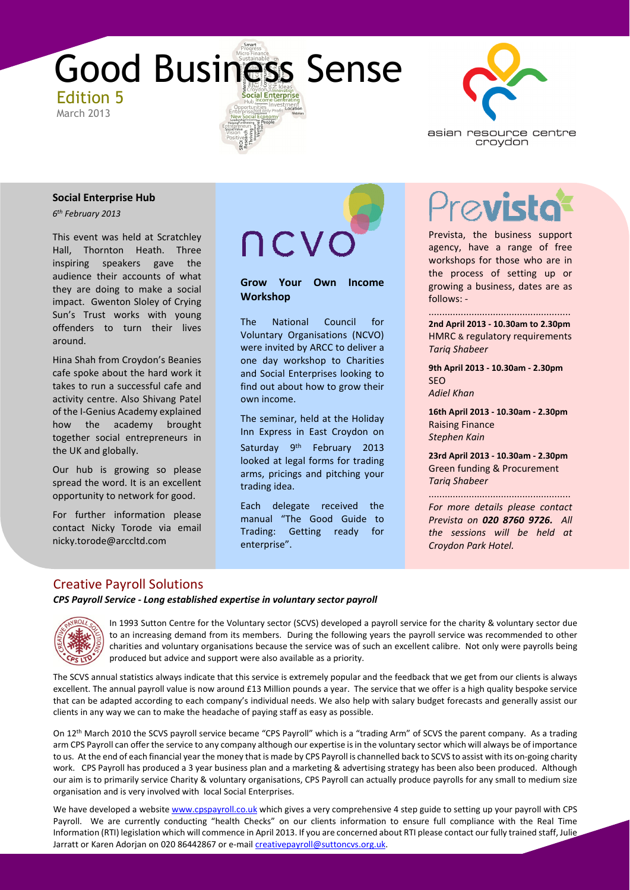# Good Business Sense

Edition 5

March 2013

asian resource centre croydon

### Social Enterprise Hub

*6th February 2013*

This event was held at Scratchley Hall, Thornton Heath. Three inspiring speakers gave the audience their accounts of what they are doing to make a social impact. Gwenton Sloley of Crying Sun's Trust works with young offenders to turn their lives around.

Hina Shah from Croydon's Beanies cafe spoke about the hard work it takes to run a successful cafe and activity centre. Also Shivang Patel of the I-Genius Academy explained how the academy brought together social entrepreneurs in the UK and globally.

Our hub is growing so please spread the word. It is an excellent opportunity to network for good.

For further information please contact Nicky Torode via email nicky.torode@arccltd.com

ncvo

### Grow Your Own Income Workshop

The National Council for Voluntary Organisations (NCVO) were invited by ARCC to deliver a one day workshop to Charities and Social Enterprises looking to find out about how to grow their own income.

The seminar, held at the Holiday Inn Express in East Croydon on Saturday 9th February 2013 looked at legal forms for trading arms, pricings and pitching your trading idea.

Each delegate received the manual "The Good Guide to Trading: Getting ready for enterprise".

Prevista

Prevista, the business support agency, have a range of free workshops for those who are in the process of setting up or growing a business, dates are as follows: -

....................................................

**2nd April 2013 - 10.30am to 2.30pm**
HMRC & regulatory requirements
*Tariq Shabeer*

**9th April 2013 - 10.30am - 2.30pm**
SEO
*Adiel Khan*

**16th April 2013 - 10.30am - 2.30pm**
Raising Finance
*Stephen Kain*

**23rd April 2013 - 10.30am - 2.30pm**
Green funding & Procurement
*Tariq Shabeer*

....................................................

*For more details please contact Prevista on **020 8760 9726.** All the sessions will be held at Croydon Park Hotel.*

## Creative Payroll Solutions

***CPS Payroll Service - Long established expertise in voluntary sector payroll***

In 1993 Sutton Centre for the Voluntary sector (SCVS) developed a payroll service for the charity & voluntary sector due to an increasing demand from its members. During the following years the payroll service was recommended to other charities and voluntary organisations because the service was of such an excellent calibre. Not only were payrolls being produced but advice and support were also available as a priority.

The SCVS annual statistics always indicate that this service is extremely popular and the feedback that we get from our clients is always excellent. The annual payroll value is now around £13 Million pounds a year. The service that we offer is a high quality bespoke service that can be adapted according to each company's individual needs. We also help with salary budget forecasts and generally assist our clients in any way we can to make the headache of paying staff as easy as possible.

On 12th March 2010 the SCVS payroll service became "CPS Payroll" which is a "trading Arm" of SCVS the parent company. As a trading arm CPS Payroll can offer the service to any company although our expertise is in the voluntary sector which will always be of importance to us. At the end of each financial year the money that is made by CPS Payroll is channelled back to SCVS to assist with its on-going charity work. CPS Payroll has produced a 3 year business plan and a marketing & advertising strategy has been also been produced. Although our aim is to primarily service Charity & voluntary organisations, CPS Payroll can actually produce payrolls for any small to medium size organisation and is very involved with local Social Enterprises.

We have developed a website www.cpspayroll.co.uk which gives a very comprehensive 4 step guide to setting up your payroll with CPS Payroll. We are currently conducting "health Checks" on our clients information to ensure full compliance with the Real Time Information (RTI) legislation which will commence in April 2013. If you are concerned about RTI please contact our fully trained staff, Julie Jarratt or Karen Adorjan on 020 86442867 or e-mail creativepayroll@suttoncvs.org.uk.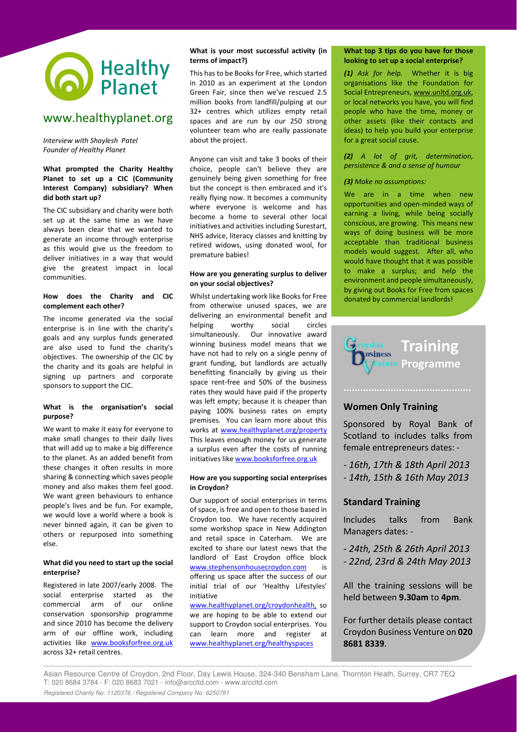# Healthy Planet

## www.healthyplanet.org

*Interview with Shaylesh Patel*
*Founder of Healthy Planet*

**What prompted the Charity Healthy Planet to set up a CIC (Community Interest Company) subsidiary? When did both start up?**

The CIC subsidiary and charity were both set up at the same time as we have always been clear that we wanted to generate an income through enterprise as this would give us the freedom to deliver initiatives in a way that would give the greatest impact in local communities.

**How does the Charity and CIC complement each other?**

The income generated via the social enterprise is in line with the charity's goals and any surplus funds generated are also used to fund the charity's objectives. The ownership of the CIC by the charity and its goals are helpful in signing up partners and corporate sponsors to support the CIC.

**What is the organisation's social purpose?**

We want to make it easy for everyone to make small changes to their daily lives that will add up to make a big difference to the planet. As an added benefit from these changes it often results in more sharing & connecting which saves people money and also makes them feel good. We want green behaviours to enhance people's lives and be fun. For example, we would love a world where a book is never binned again, it can be given to others or repurposed into something else.

**What did you need to start up the social enterprise?**

Registered in late 2007/early 2008. The social enterprise started as the commercial arm of our online conservation sponsorship programme and since 2010 has become the delivery arm of our offline work, including activities like www.booksforfree.org.uk across 32+ retail centres.

**What is your most successful activity (in terms of impact?)**

This has to be Books for Free, which started in 2010 as an experiment at the London Green Fair, since then we've rescued 2.5 million books from landfill/pulping at our 32+ centres which utilizes empty retail spaces and are run by our 250 strong volunteer team who are really passionate about the project.

Anyone can visit and take 3 books of their choice, people can't believe they are genuinely being given something for free but the concept is then embraced and it's really flying now. It becomes a community where everyone is welcome and has become a home to several other local initiatives and activities including Surestart, NHS advice, literacy classes and knitting by retired widows, using donated wool, for premature babies!

**How are you generating surplus to deliver on your social objectives?**

Whilst undertaking work like Books for Free from otherwise unused spaces, we are delivering an environmental benefit and helping worthy social circles simultaneously. Our innovative award winning business model means that we have not had to rely on a single penny of grant funding, but landlords are actually benefitting financially by giving us their space rent-free and 50% of the business rates they would have paid if the property was left empty; because it is cheaper than paying 100% business rates on empty premises. You can learn more about this works at www.healthyplanet.org/property This leaves enough money for us generate a surplus even after the costs of running initiatives like www.booksforfree.org.uk

**How are you supporting social enterprises in Croydon?**

Our support of social enterprises in terms of space, is free and open to those based in Croydon too. We have recently acquired some workshop space in New Addington and retail space in Caterham. We are excited to share our latest news that the landlord of East Croydon office block www.stephensonhousecroydon.com is offering us space after the success of our initial trial of our 'Healthy Lifestyles' initiative www.healthyplanet.org/croydonhealth, so we are hoping to be able to extend our support to Croydon social enterprises. You can learn more and register at www.healthyplanet.org/healthyspaces

**What top 3 tips do you have for those looking to set up a social enterprise?**

***(1)*** *Ask for help.* Whether it is big organisations like the Foundation for Social Entrepreneurs, www.unltd.org.uk, or local networks you have, you will find people who have the time, money or other assets (like their contacts and ideas) to help you build your enterprise for a great social cause.

***(2)*** *A lot of grit, determination, persistence & and a sense of humour*

***(3)*** *Make no assumptions:*

We are in a time when new opportunities and open-minded ways of earning a living, while being socially conscious, are growing. This means new ways of doing business will be more acceptable than traditional business models would suggest. After all, who would have thought that it was possible to make a surplus; and help the environment and people simultaneously, by giving out Books for Free from spaces donated by commercial landlords!

## Croydon Business Venture Training Programme

### Women Only Training

Sponsored by Royal Bank of Scotland to includes talks from female entrepreneurs dates: -

- *16th, 17th & 18th April 2013*
- *14th, 15th & 16th May 2013*

### Standard Training

Includes talks from Bank Managers dates: -

- *24th, 25th & 26th April 2013*
- *22nd, 23rd & 24th May 2013*

All the training sessions will be held between **9.30am** to **4pm**.

For further details please contact Croydon Business Venture on **020 8681 8339**.

---

Asian Resource Centre of Croydon, 2nd Floor, Day Lewis House, 324-340 Bensham Lane, Thornton Heath, Surrey, CR7 7EQ
T: 020 8684 3784 - F: 020 8683 7021 - info@arccltd.com - www.arccltd.com

*Registered Charity No: 1120376 / Registered Company No: 6250781*